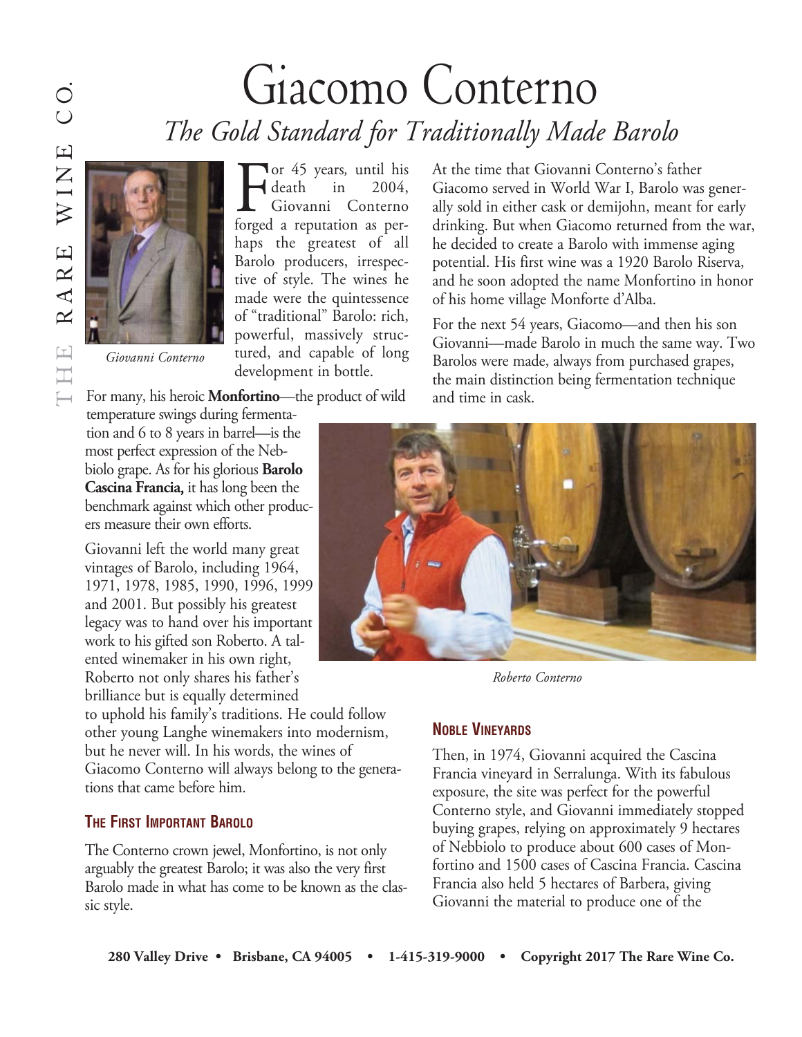# Giacomo Conterno

## *The Gold Standard for Traditionally Made Barolo*

*Giovanni Conterno*

For 45 years, until his death in 2004, Giovanni Conterno forged a reputation as perhaps the greatest of all Barolo producers, irrespective of style. The wines he made were the quintessence of "traditional" Barolo: rich, powerful, massively structured, and capable of long development in bottle.

For many, his heroic **Monfortino**—the product of wild temperature swings during fermentation and 6 to 8 years in barrel—is the most perfect expression of the Nebbiolo grape. As for his glorious **Barolo Cascina Francia,** it has long been the benchmark against which other producers measure their own efforts.

Giovanni left the world many great vintages of Barolo, including 1964, 1971, 1978, 1985, 1990, 1996, 1999 and 2001. But possibly his greatest legacy was to hand over his important work to his gifted son Roberto. A talented winemaker in his own right, Roberto not only shares his father's brilliance but is equally determined to uphold his family's traditions. He could follow other young Langhe winemakers into modernism, but he never will. In his words, the wines of Giacomo Conterno will always belong to the generations that came before him.

### The First Important Barolo

The Conterno crown jewel, Monfortino, is not only arguably the greatest Barolo; it was also the very first Barolo made in what has come to be known as the classic style.

At the time that Giovanni Conterno's father Giacomo served in World War I, Barolo was generally sold in either cask or demijohn, meant for early drinking. But when Giacomo returned from the war, he decided to create a Barolo with immense aging potential. His first wine was a 1920 Barolo Riserva, and he soon adopted the name Monfortino in honor of his home village Monforte d'Alba.

For the next 54 years, Giacomo—and then his son Giovanni—made Barolo in much the same way. Two Barolos were made, always from purchased grapes, the main distinction being fermentation technique and time in cask.

*Roberto Conterno*

### Noble Vineyards

Then, in 1974, Giovanni acquired the Cascina Francia vineyard in Serralunga. With its fabulous exposure, the site was perfect for the powerful Conterno style, and Giovanni immediately stopped buying grapes, relying on approximately 9 hectares of Nebbiolo to produce about 600 cases of Monfortino and 1500 cases of Cascina Francia. Cascina Francia also held 5 hectares of Barbera, giving Giovanni the material to produce one of the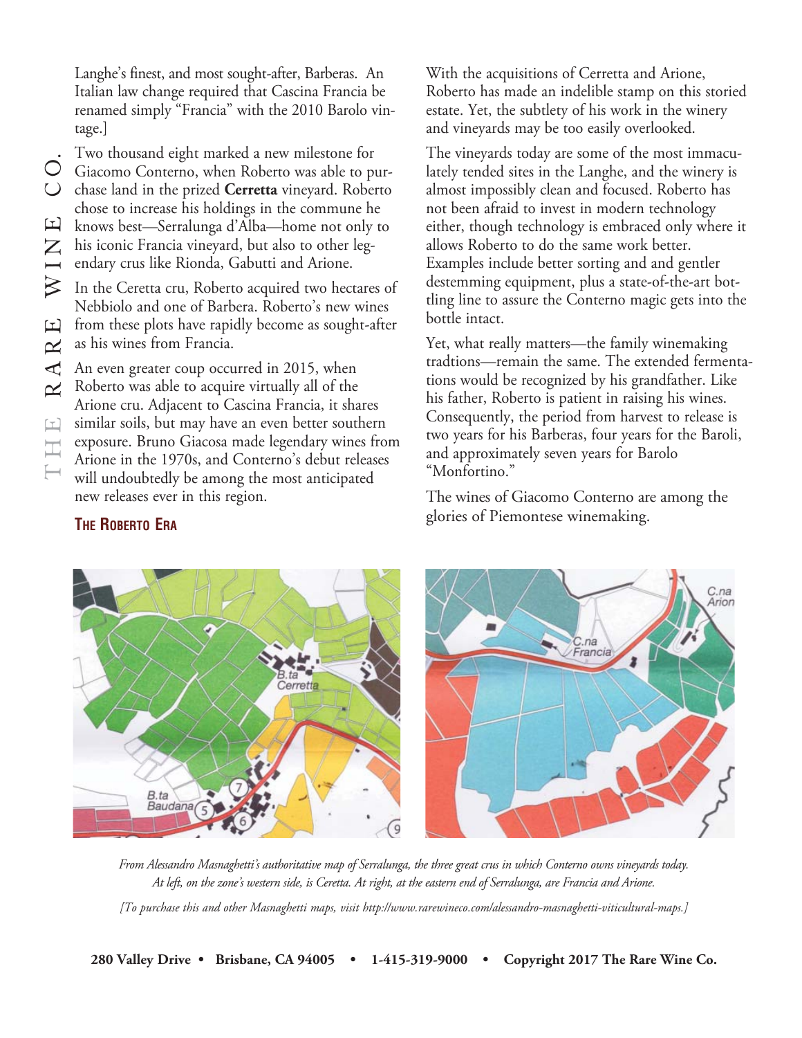Langhe's finest, and most sought-after, Barberas. An Italian law change required that Cascina Francia be renamed simply "Francia" with the 2010 Barolo vintage.]

Two thousand eight marked a new milestone for Giacomo Conterno, when Roberto was able to purchase land in the prized **Cerretta** vineyard. Roberto chose to increase his holdings in the commune he knows best—Serralunga d'Alba—home not only to his iconic Francia vineyard, but also to other legendary crus like Rionda, Gabutti and Arione.

In the Ceretta cru, Roberto acquired two hectares of Nebbiolo and one of Barbera. Roberto's new wines from these plots have rapidly become as sought-after as his wines from Francia.

An even greater coup occurred in 2015, when Roberto was able to acquire virtually all of the Arione cru. Adjacent to Cascina Francia, it shares similar soils, but may have an even better southern exposure. Bruno Giacosa made legendary wines from Arione in the 1970s, and Conterno's debut releases will undoubtedly be among the most anticipated new releases ever in this region.

## The Roberto Era

With the acquisitions of Cerretta and Arione, Roberto has made an indelible stamp on this storied estate. Yet, the subtlety of his work in the winery and vineyards may be too easily overlooked.

The vineyards today are some of the most immaculately tended sites in the Langhe, and the winery is almost impossibly clean and focused. Roberto has not been afraid to invest in modern technology either, though technology is embraced only where it allows Roberto to do the same work better. Examples include better sorting and and gentler destemming equipment, plus a state-of-the-art bottling line to assure the Conterno magic gets into the bottle intact.

Yet, what really matters—the family winemaking tradtions—remain the same. The extended fermentations would be recognized by his grandfather. Like his father, Roberto is patient in raising his wines. Consequently, the period from harvest to release is two years for his Barberas, four years for the Baroli, and approximately seven years for Barolo "Monfortino."

The wines of Giacomo Conterno are among the glories of Piemontese winemaking.

B.ta Cerretta
B.ta Baudana
5
6
7
9

C.na Francia
C.na Arion

*From Alessandro Masnaghetti's authoritative map of Serralunga, the three great crus in which Conterno owns vineyards today. At left, on the zone's western side, is Ceretta. At right, at the eastern end of Serralunga, are Francia and Arione.*

*[To purchase this and other Masnaghetti maps, visit http://www.rarewineco.com/alessandro-masnaghetti-viticultural-maps.]*